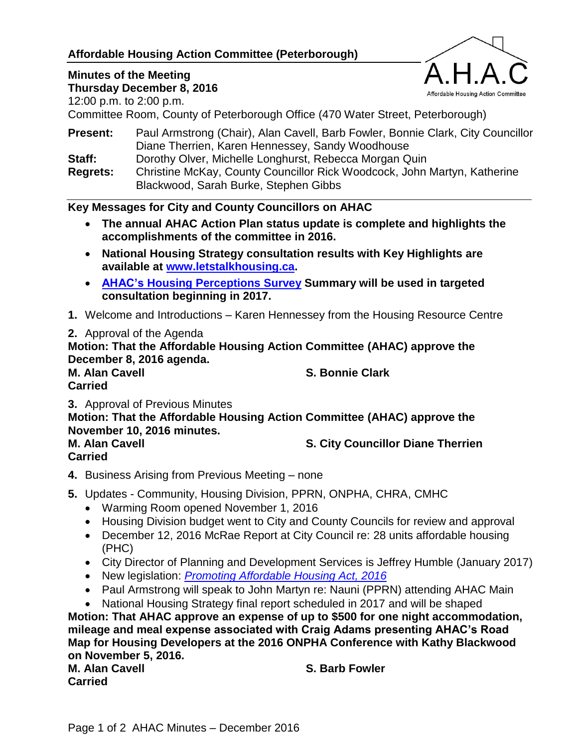# Affordable Housing Action Committee (Peterborough)

A.H.A.C
Affordable Housing Action Committee

**Minutes of the Meeting**
**Thursday December 8, 2016**
12:00 p.m. to 2:00 p.m.
Committee Room, County of Peterborough Office (470 Water Street, Peterborough)

**Present:** Paul Armstrong (Chair), Alan Cavell, Barb Fowler, Bonnie Clark, City Councillor Diane Therrien, Karen Hennessey, Sandy Woodhouse
**Staff:** Dorothy Olver, Michelle Longhurst, Rebecca Morgan Quin
**Regrets:** Christine McKay, County Councillor Rick Woodcock, John Martyn, Katherine Blackwood, Sarah Burke, Stephen Gibbs

---

**Key Messages for City and County Councillors on AHAC**

- **The annual AHAC Action Plan status update is complete and highlights the accomplishments of the committee in 2016.**
- **National Housing Strategy consultation results with Key Highlights are available at www.letstalkhousing.ca.**
- **AHAC's Housing Perceptions Survey Summary will be used in targeted consultation beginning in 2017.**

**1.** Welcome and Introductions – Karen Hennessey from the Housing Resource Centre

**2.** Approval of the Agenda
**Motion: That the Affordable Housing Action Committee (AHAC) approve the December 8, 2016 agenda.**
**M. Alan Cavell** **S. Bonnie Clark**
**Carried**

**3.** Approval of Previous Minutes
**Motion: That the Affordable Housing Action Committee (AHAC) approve the November 10, 2016 minutes.**
**M. Alan Cavell** **S. City Councillor Diane Therrien**
**Carried**

**4.** Business Arising from Previous Meeting – none

**5.** Updates - Community, Housing Division, PPRN, ONPHA, CHRA, CMHC

- Warming Room opened November 1, 2016
- Housing Division budget went to City and County Councils for review and approval
- December 12, 2016 McRae Report at City Council re: 28 units affordable housing (PHC)
- City Director of Planning and Development Services is Jeffrey Humble (January 2017)
- New legislation: *Promoting Affordable Housing Act, 2016*
- Paul Armstrong will speak to John Martyn re: Nauni (PPRN) attending AHAC Main
- National Housing Strategy final report scheduled in 2017 and will be shaped

**Motion: That AHAC approve an expense of up to $500 for one night accommodation, mileage and meal expense associated with Craig Adams presenting AHAC's Road Map for Housing Developers at the 2016 ONPHA Conference with Kathy Blackwood on November 5, 2016.**
**M. Alan Cavell** **S. Barb Fowler**
**Carried**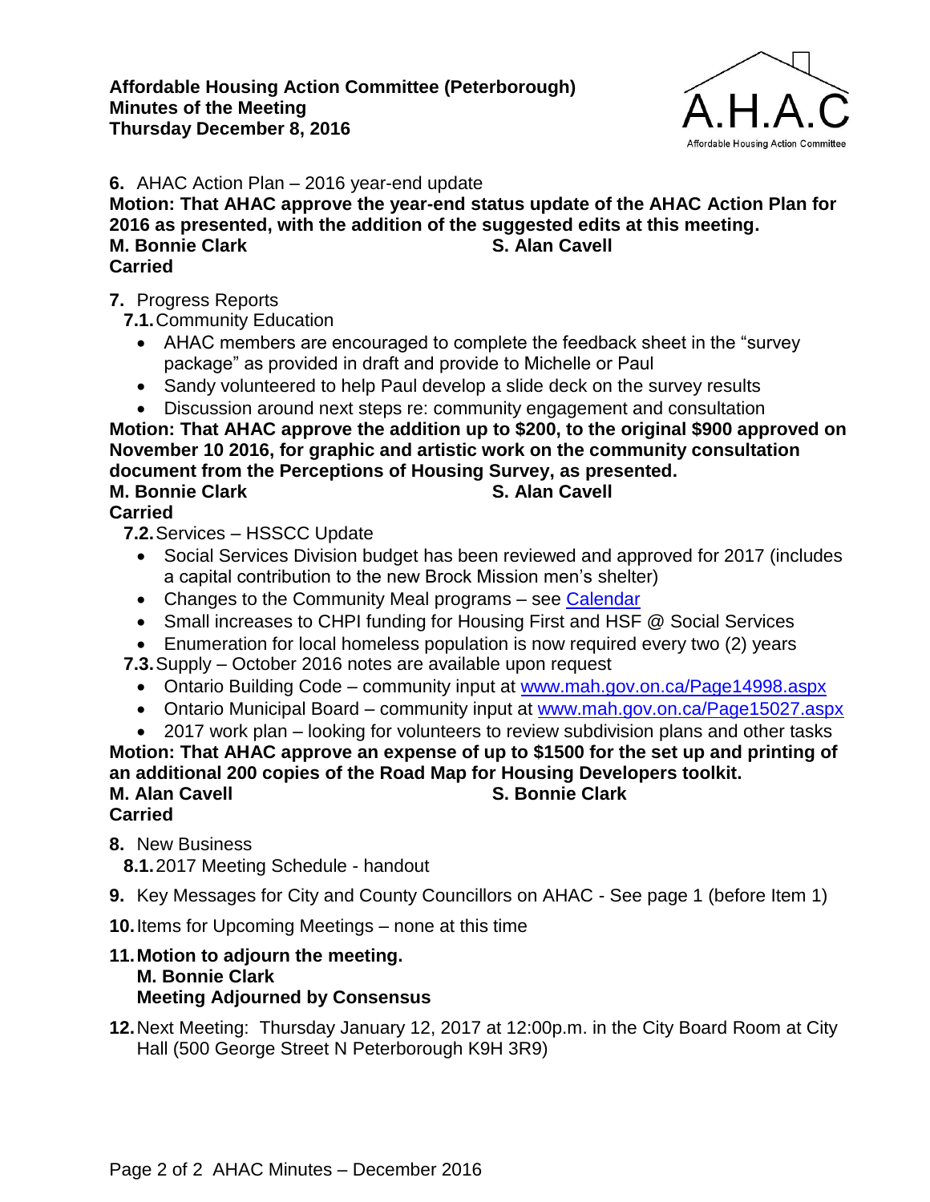**Affordable Housing Action Committee (Peterborough)**
**Minutes of the Meeting**
**Thursday December 8, 2016**

**6.** AHAC Action Plan – 2016 year-end update

**Motion: That AHAC approve the year-end status update of the AHAC Action Plan for 2016 as presented, with the addition of the suggested edits at this meeting.**
**M. Bonnie Clark S. Alan Cavell**
**Carried**

**7.** Progress Reports

**7.1.** Community Education

- AHAC members are encouraged to complete the feedback sheet in the "survey package" as provided in draft and provide to Michelle or Paul
- Sandy volunteered to help Paul develop a slide deck on the survey results
- Discussion around next steps re: community engagement and consultation

**Motion: That AHAC approve the addition up to $200, to the original $900 approved on November 10 2016, for graphic and artistic work on the community consultation document from the Perceptions of Housing Survey, as presented.**
**M. Bonnie Clark S. Alan Cavell**
**Carried**

**7.2.** Services – HSSCC Update

- Social Services Division budget has been reviewed and approved for 2017 (includes a capital contribution to the new Brock Mission men's shelter)
- Changes to the Community Meal programs – see Calendar
- Small increases to CHPI funding for Housing First and HSF @ Social Services
- Enumeration for local homeless population is now required every two (2) years

**7.3.** Supply – October 2016 notes are available upon request

- Ontario Building Code – community input at www.mah.gov.on.ca/Page14998.aspx
- Ontario Municipal Board – community input at www.mah.gov.on.ca/Page15027.aspx
- 2017 work plan – looking for volunteers to review subdivision plans and other tasks

**Motion: That AHAC approve an expense of up to $1500 for the set up and printing of an additional 200 copies of the Road Map for Housing Developers toolkit.**
**M. Alan Cavell S. Bonnie Clark**
**Carried**

**8.** New Business

**8.1.** 2017 Meeting Schedule - handout

**9.** Key Messages for City and County Councillors on AHAC - See page 1 (before Item 1)

**10.** Items for Upcoming Meetings – none at this time

**11. Motion to adjourn the meeting.**
**M. Bonnie Clark**
**Meeting Adjourned by Consensus**

**12.** Next Meeting: Thursday January 12, 2017 at 12:00p.m. in the City Board Room at City Hall (500 George Street N Peterborough K9H 3R9)